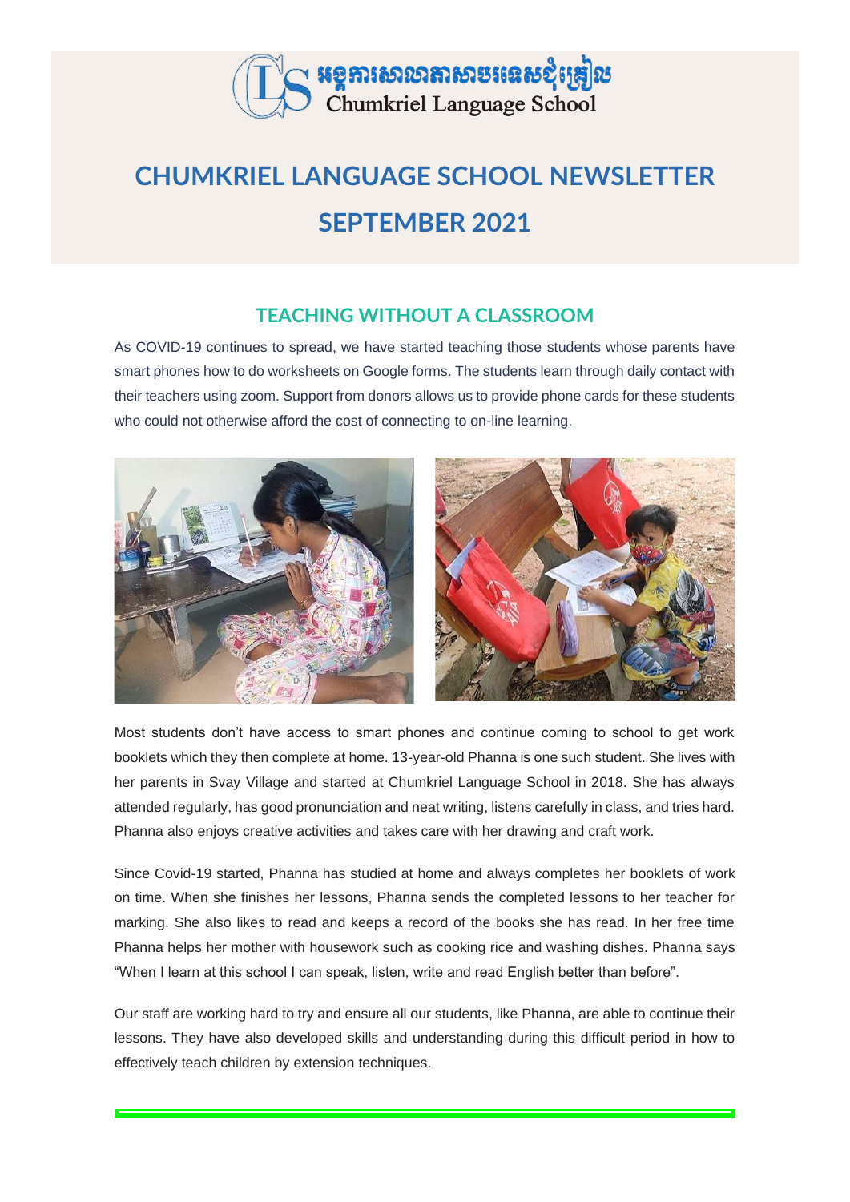អង្គការសាលាភាសាចំរើនជុំគ្រៀល
Chumkriel Language School

# CHUMKRIEL LANGUAGE SCHOOL NEWSLETTER SEPTEMBER 2021

## TEACHING WITHOUT A CLASSROOM

As COVID-19 continues to spread, we have started teaching those students whose parents have smart phones how to do worksheets on Google forms. The students learn through daily contact with their teachers using zoom. Support from donors allows us to provide phone cards for these students who could not otherwise afford the cost of connecting to on-line learning.

Most students don't have access to smart phones and continue coming to school to get work booklets which they then complete at home. 13-year-old Phanna is one such student. She lives with her parents in Svay Village and started at Chumkriel Language School in 2018. She has always attended regularly, has good pronunciation and neat writing, listens carefully in class, and tries hard. Phanna also enjoys creative activities and takes care with her drawing and craft work.

Since Covid-19 started, Phanna has studied at home and always completes her booklets of work on time. When she finishes her lessons, Phanna sends the completed lessons to her teacher for marking. She also likes to read and keeps a record of the books she has read. In her free time Phanna helps her mother with housework such as cooking rice and washing dishes. Phanna says "When I learn at this school I can speak, listen, write and read English better than before".

Our staff are working hard to try and ensure all our students, like Phanna, are able to continue their lessons. They have also developed skills and understanding during this difficult period in how to effectively teach children by extension techniques.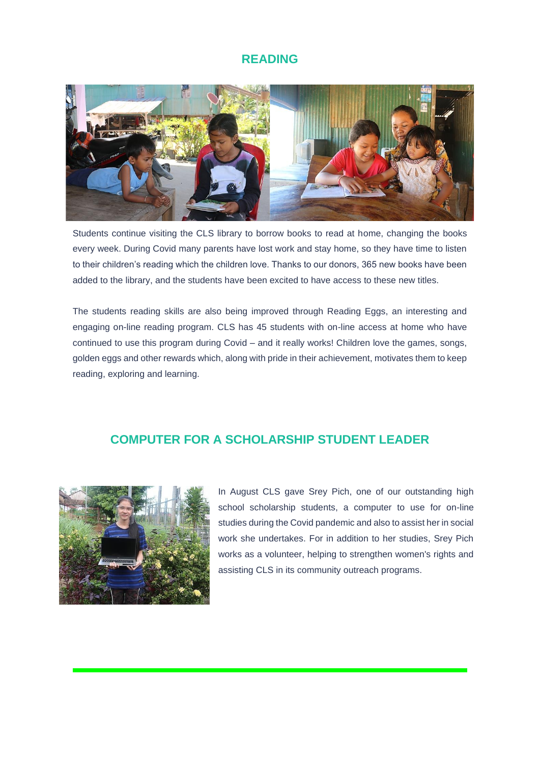## READING

Students continue visiting the CLS library to borrow books to read at home, changing the books every week. During Covid many parents have lost work and stay home, so they have time to listen to their children's reading which the children love. Thanks to our donors, 365 new books have been added to the library, and the students have been excited to have access to these new titles.

The students reading skills are also being improved through Reading Eggs, an interesting and engaging on-line reading program. CLS has 45 students with on-line access at home who have continued to use this program during Covid – and it really works! Children love the games, songs, golden eggs and other rewards which, along with pride in their achievement, motivates them to keep reading, exploring and learning.

## COMPUTER FOR A SCHOLARSHIP STUDENT LEADER

In August CLS gave Srey Pich, one of our outstanding high school scholarship students, a computer to use for on-line studies during the Covid pandemic and also to assist her in social work she undertakes. For in addition to her studies, Srey Pich works as a volunteer, helping to strengthen women's rights and assisting CLS in its community outreach programs.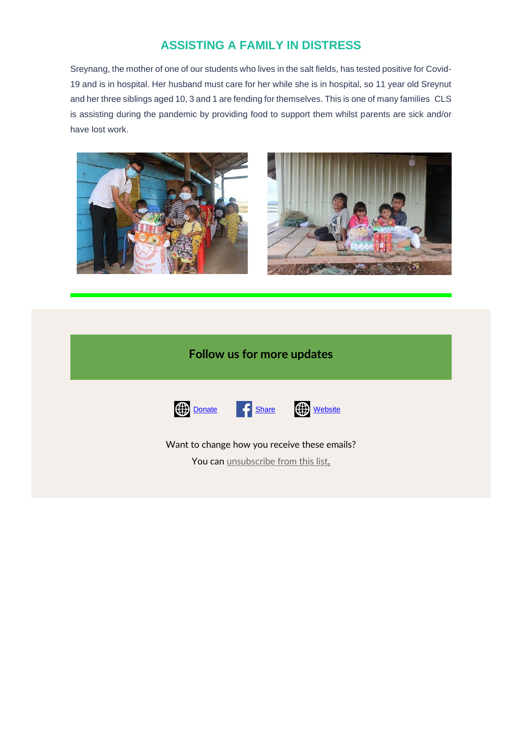## ASSISTING A FAMILY IN DISTRESS

Sreynang, the mother of one of our students who lives in the salt fields, has tested positive for Covid-19 and is in hospital. Her husband must care for her while she is in hospital, so 11 year old Sreynut and her three siblings aged 10, 3 and 1 are fending for themselves. This is one of many families CLS is assisting during the pandemic by providing food to support them whilst parents are sick and/or have lost work.

**Follow us for more updates**

Donate Share Website

Want to change how you receive these emails?

You can unsubscribe from this list.